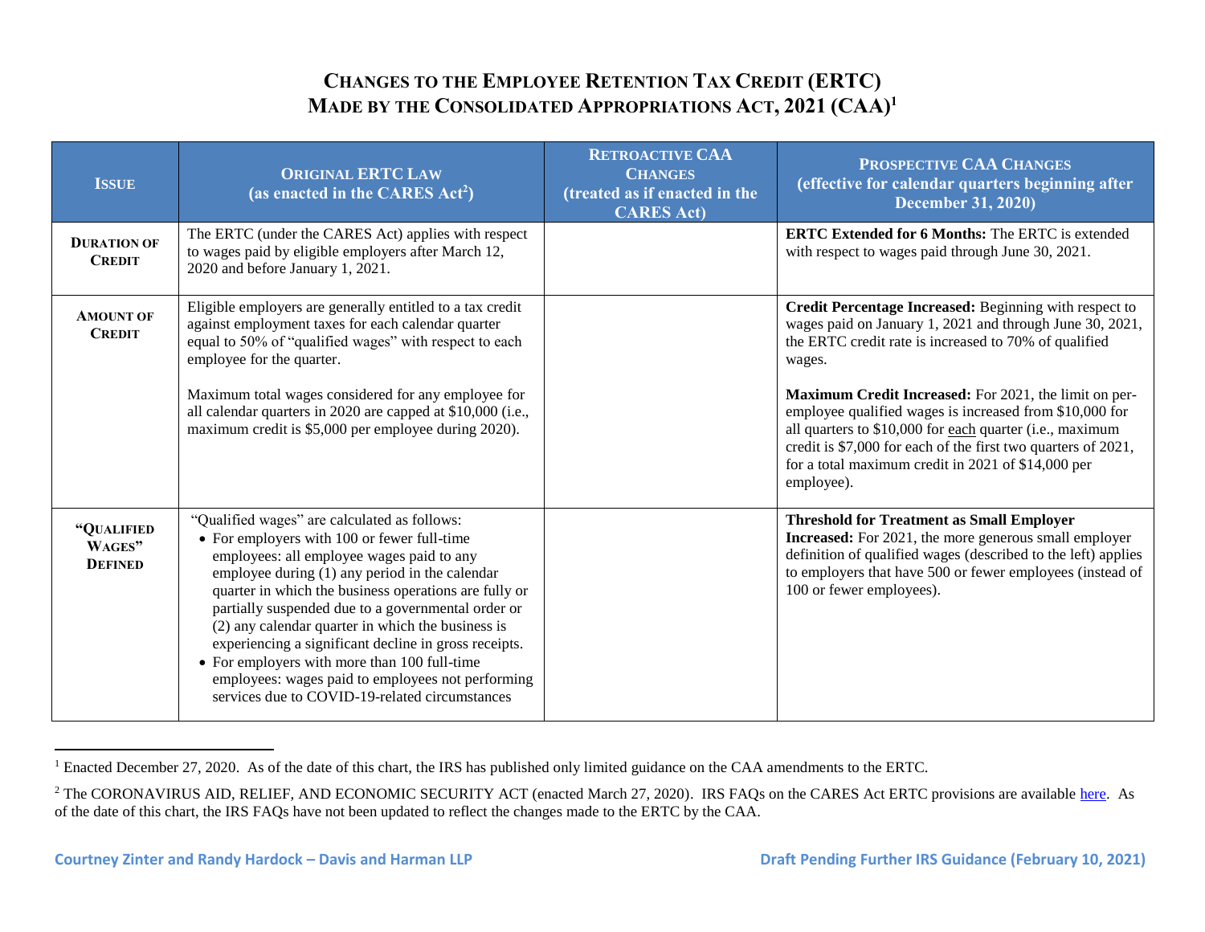# Changes to the Employee Retention Tax Credit (ERTC) Made by the Consolidated Appropriations Act, 2021 (CAA)[1]

| Issue | Original ERTC Law (as enacted in the CARES Act[2]) | Retroactive CAA Changes (treated as if enacted in the CARES Act) | Prospective CAA Changes (effective for calendar quarters beginning after December 31, 2020) |
|---|---|---|---|
| **Duration of Credit** | The ERTC (under the CARES Act) applies with respect to wages paid by eligible employers after March 12, 2020 and before January 1, 2021. | | **ERTC Extended for 6 Months:** The ERTC is extended with respect to wages paid through June 30, 2021. |
| **Amount of Credit** | Eligible employers are generally entitled to a tax credit against employment taxes for each calendar quarter equal to 50% of "qualified wages" with respect to each employee for the quarter.<br><br>Maximum total wages considered for any employee for all calendar quarters in 2020 are capped at $10,000 (i.e., maximum credit is $5,000 per employee during 2020). | | **Credit Percentage Increased:** Beginning with respect to wages paid on January 1, 2021 and through June 30, 2021, the ERTC credit rate is increased to 70% of qualified wages.<br><br>**Maximum Credit Increased:** For 2021, the limit on per-employee qualified wages is increased from $10,000 for all quarters to $10,000 for each quarter (i.e., maximum credit is $7,000 for each of the first two quarters of 2021, for a total maximum credit in 2021 of $14,000 per employee). |
| **"Qualified Wages" Defined** | "Qualified wages" are calculated as follows:<br>• For employers with 100 or fewer full-time employees: all employee wages paid to any employee during (1) any period in the calendar quarter in which the business operations are fully or partially suspended due to a governmental order or (2) any calendar quarter in which the business is experiencing a significant decline in gross receipts.<br>• For employers with more than 100 full-time employees: wages paid to employees not performing services due to COVID-19-related circumstances | | **Threshold for Treatment as Small Employer Increased:** For 2021, the more generous small employer definition of qualified wages (described to the left) applies to employers that have 500 or fewer employees (instead of 100 or fewer employees). |

[1] Enacted December 27, 2020. As of the date of this chart, the IRS has published only limited guidance on the CAA amendments to the ERTC.

[2] The CORONAVIRUS AID, RELIEF, AND ECONOMIC SECURITY ACT (enacted March 27, 2020). IRS FAQs on the CARES Act ERTC provisions are available here. As of the date of this chart, the IRS FAQs have not been updated to reflect the changes made to the ERTC by the CAA.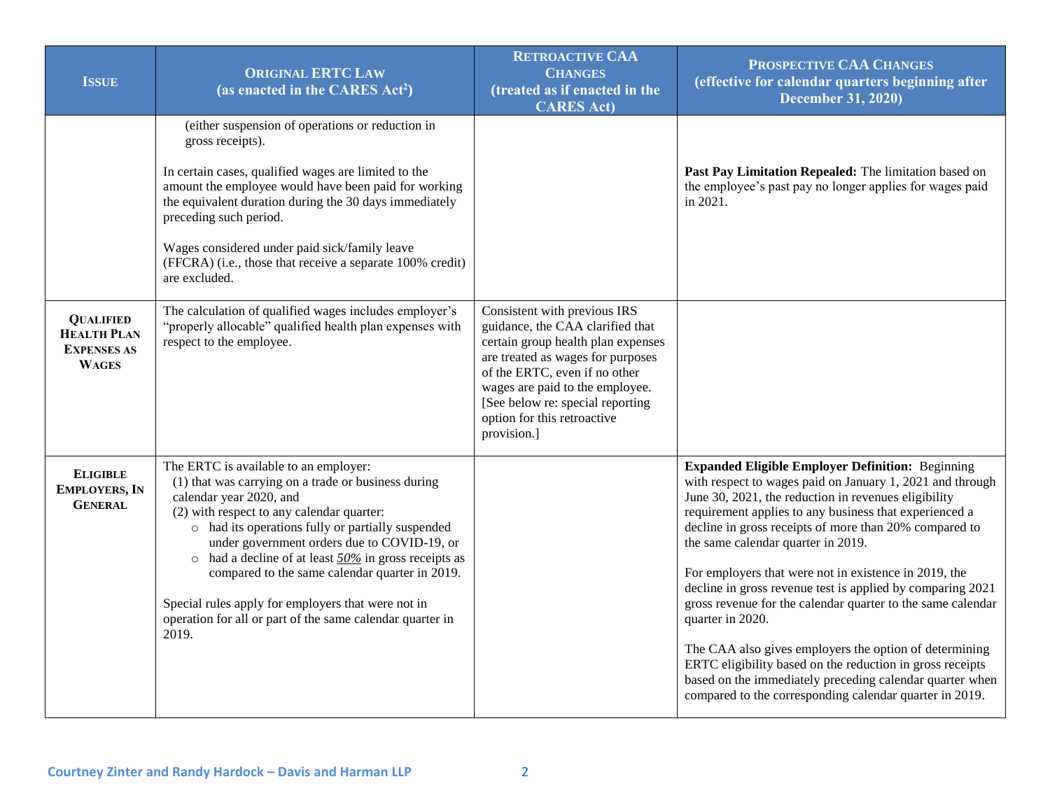| **Issue** | **Original ERTC Law (as enacted in the CARES Act[2])** | **Retroactive CAA Changes (treated as if enacted in the CARES Act)** | **Prospective CAA Changes (effective for calendar quarters beginning after December 31, 2020)** |
|---|---|---|---|
| | (either suspension of operations or reduction in gross receipts).<br><br>In certain cases, qualified wages are limited to the amount the employee would have been paid for working the equivalent duration during the 30 days immediately preceding such period.<br><br>Wages considered under paid sick/family leave (FFCRA) (i.e., those that receive a separate 100% credit) are excluded. | | **Past Pay Limitation Repealed:** The limitation based on the employee's past pay no longer applies for wages paid in 2021. |
| **Qualified Health Plan Expenses as Wages** | The calculation of qualified wages includes employer's "properly allocable" qualified health plan expenses with respect to the employee. | Consistent with previous IRS guidance, the CAA clarified that certain group health plan expenses are treated as wages for purposes of the ERTC, even if no other wages are paid to the employee. [See below re: special reporting option for this retroactive provision.] | |
| **Eligible Employers, In General** | The ERTC is available to an employer:<br>(1) that was carrying on a trade or business during calendar year 2020, and<br>(2) with respect to any calendar quarter:<br>○ had its operations fully or partially suspended under government orders due to COVID-19, or<br>○ had a decline of at least ***50%*** in gross receipts as compared to the same calendar quarter in 2019.<br><br>Special rules apply for employers that were not in operation for all or part of the same calendar quarter in 2019. | | **Expanded Eligible Employer Definition:** Beginning with respect to wages paid on January 1, 2021 and through June 30, 2021, the reduction in revenues eligibility requirement applies to any business that experienced a decline in gross receipts of more than 20% compared to the same calendar quarter in 2019.<br><br>For employers that were not in existence in 2019, the decline in gross revenue test is applied by comparing 2021 gross revenue for the calendar quarter to the same calendar quarter in 2020.<br><br>The CAA also gives employers the option of determining ERTC eligibility based on the reduction in gross receipts based on the immediately preceding calendar quarter when compared to the corresponding calendar quarter in 2019. |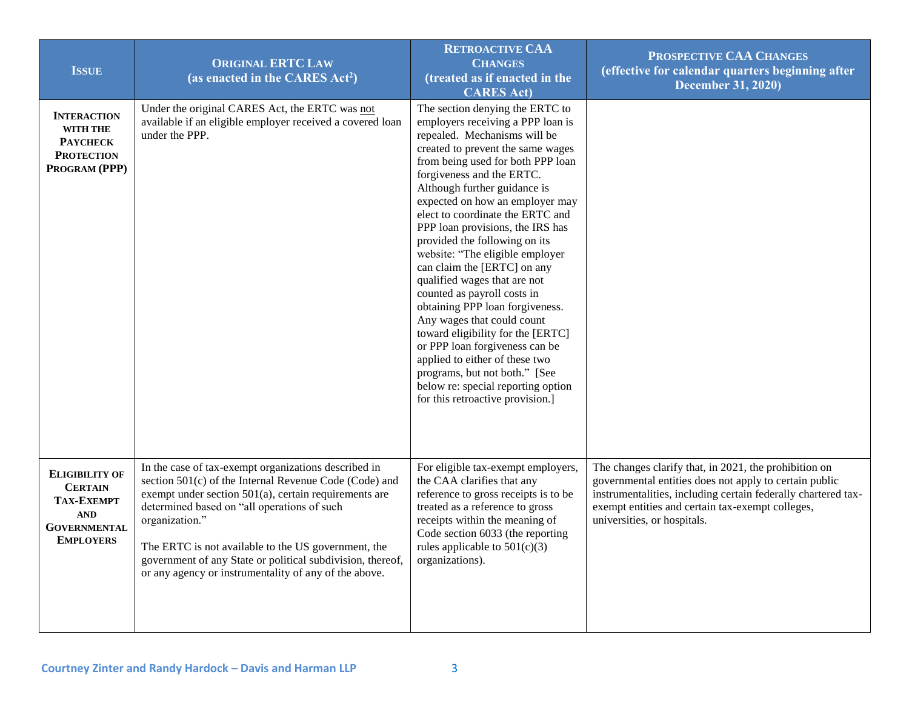| Issue | Original ERTC Law (as enacted in the CARES Act[2]) | Retroactive CAA Changes (treated as if enacted in the CARES Act) | Prospective CAA Changes (effective for calendar quarters beginning after December 31, 2020) |
| --- | --- | --- | --- |
| **Interaction with the Paycheck Protection Program (PPP)** | Under the original CARES Act, the ERTC was not available if an eligible employer received a covered loan under the PPP. | The section denying the ERTC to employers receiving a PPP loan is repealed. Mechanisms will be created to prevent the same wages from being used for both PPP loan forgiveness and the ERTC. Although further guidance is expected on how an employer may elect to coordinate the ERTC and PPP loan provisions, the IRS has provided the following on its website: "The eligible employer can claim the [ERTC] on any qualified wages that are not counted as payroll costs in obtaining PPP loan forgiveness. Any wages that could count toward eligibility for the [ERTC] or PPP loan forgiveness can be applied to either of these two programs, but not both." [See below re: special reporting option for this retroactive provision.] | |
| **Eligibility of Certain Tax-Exempt and Governmental Employers** | In the case of tax-exempt organizations described in section 501(c) of the Internal Revenue Code (Code) and exempt under section 501(a), certain requirements are determined based on "all operations of such organization."<br><br>The ERTC is not available to the US government, the government of any State or political subdivision, thereof, or any agency or instrumentality of any of the above. | For eligible tax-exempt employers, the CAA clarifies that any reference to gross receipts is to be treated as a reference to gross receipts within the meaning of Code section 6033 (the reporting rules applicable to 501(c)(3) organizations). | The changes clarify that, in 2021, the prohibition on governmental entities does not apply to certain public instrumentalities, including certain federally chartered tax-exempt entities and certain tax-exempt colleges, universities, or hospitals. |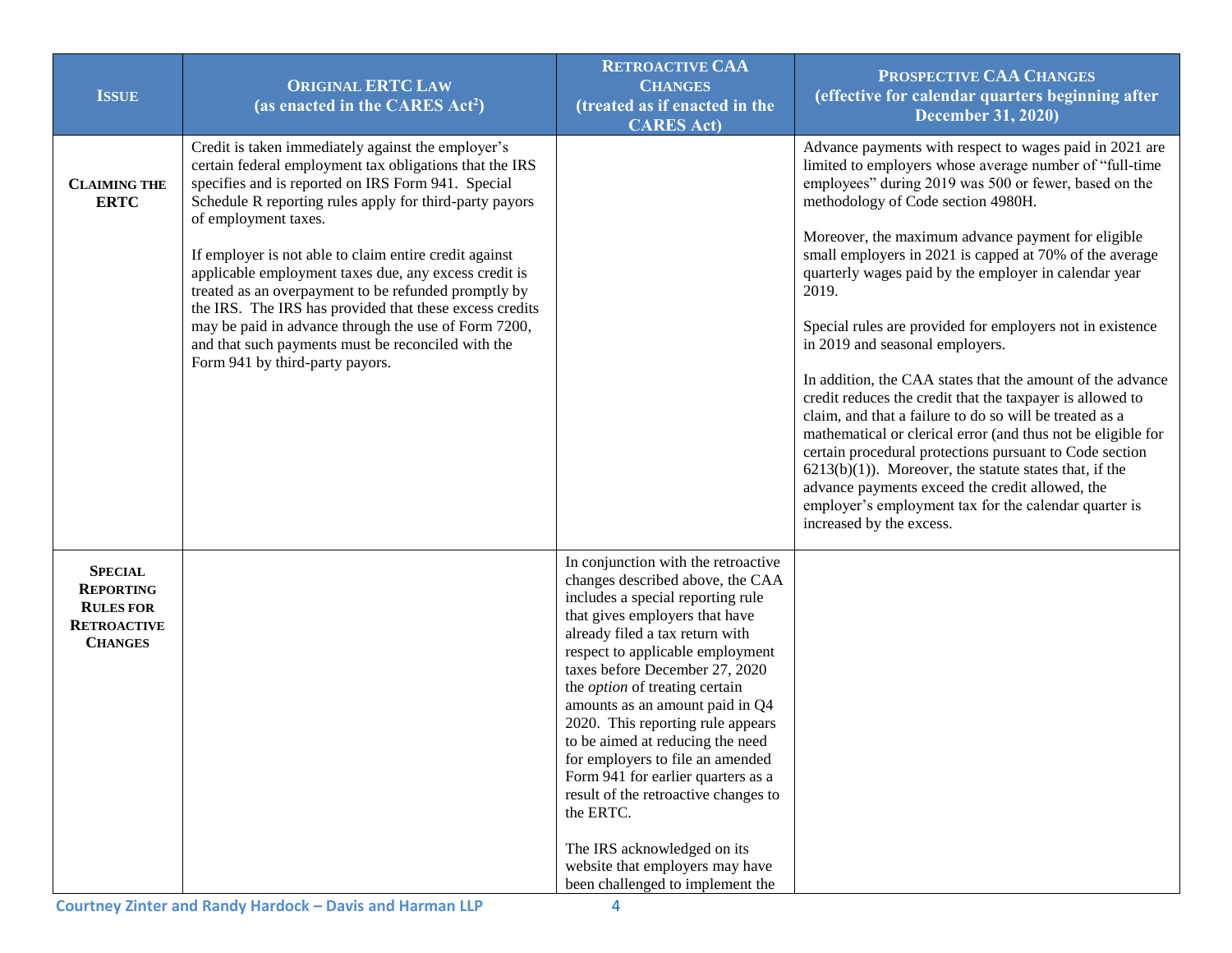| ISSUE | ORIGINAL ERTC LAW (as enacted in the CARES Act[2]) | RETROACTIVE CAA CHANGES (treated as if enacted in the CARES Act) | PROSPECTIVE CAA CHANGES (effective for calendar quarters beginning after December 31, 2020) |
|---|---|---|---|
| **CLAIMING THE ERTC** | Credit is taken immediately against the employer's certain federal employment tax obligations that the IRS specifies and is reported on IRS Form 941. Special Schedule R reporting rules apply for third-party payors of employment taxes.<br><br>If employer is not able to claim entire credit against applicable employment taxes due, any excess credit is treated as an overpayment to be refunded promptly by the IRS. The IRS has provided that these excess credits may be paid in advance through the use of Form 7200, and that such payments must be reconciled with the Form 941 by third-party payors. | | Advance payments with respect to wages paid in 2021 are limited to employers whose average number of "full-time employees" during 2019 was 500 or fewer, based on the methodology of Code section 4980H.<br><br>Moreover, the maximum advance payment for eligible small employers in 2021 is capped at 70% of the average quarterly wages paid by the employer in calendar year 2019.<br><br>Special rules are provided for employers not in existence in 2019 and seasonal employers.<br><br>In addition, the CAA states that the amount of the advance credit reduces the credit that the taxpayer is allowed to claim, and that a failure to do so will be treated as a mathematical or clerical error (and thus not be eligible for certain procedural protections pursuant to Code section 6213(b)(1)). Moreover, the statute states that, if the advance payments exceed the credit allowed, the employer's employment tax for the calendar quarter is increased by the excess. |
| **SPECIAL REPORTING RULES FOR RETROACTIVE CHANGES** | | In conjunction with the retroactive changes described above, the CAA includes a special reporting rule that gives employers that have already filed a tax return with respect to applicable employment taxes before December 27, 2020 the *option* of treating certain amounts as an amount paid in Q4 2020. This reporting rule appears to be aimed at reducing the need for employers to file an amended Form 941 for earlier quarters as a result of the retroactive changes to the ERTC.<br><br>The IRS acknowledged on its website that employers may have been challenged to implement the | |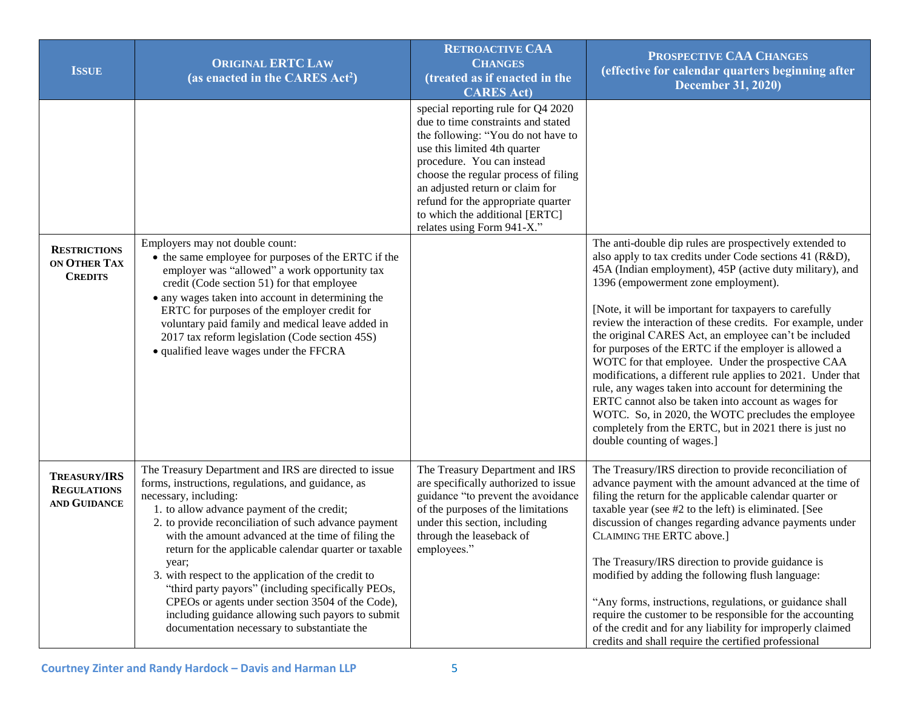| Issue | Original ERTC Law (as enacted in the CARES Act[2]) | Retroactive CAA Changes (treated as if enacted in the CARES Act) | Prospective CAA Changes (effective for calendar quarters beginning after December 31, 2020) |
|---|---|---|---|
| | | special reporting rule for Q4 2020 due to time constraints and stated the following: "You do not have to use this limited 4th quarter procedure. You can instead choose the regular process of filing an adjusted return or claim for refund for the appropriate quarter to which the additional [ERTC] relates using Form 941-X." | |
| **Restrictions on Other Tax Credits** | Employers may not double count:<br>• the same employee for purposes of the ERTC if the employer was "allowed" a work opportunity tax credit (Code section 51) for that employee<br>• any wages taken into account in determining the ERTC for purposes of the employer credit for voluntary paid family and medical leave added in 2017 tax reform legislation (Code section 45S)<br>• qualified leave wages under the FFCRA | | The anti-double dip rules are prospectively extended to also apply to tax credits under Code sections 41 (R&D), 45A (Indian employment), 45P (active duty military), and 1396 (empowerment zone employment).<br><br>[Note, it will be important for taxpayers to carefully review the interaction of these credits. For example, under the original CARES Act, an employee can't be included for purposes of the ERTC if the employer is allowed a WOTC for that employee. Under the prospective CAA modifications, a different rule applies to 2021. Under that rule, any wages taken into account for determining the ERTC cannot also be taken into account as wages for WOTC. So, in 2020, the WOTC precludes the employee completely from the ERTC, but in 2021 there is just no double counting of wages.] |
| **Treasury/IRS Regulations and Guidance** | The Treasury Department and IRS are directed to issue forms, instructions, regulations, and guidance, as necessary, including:<br>1. to allow advance payment of the credit;<br>2. to provide reconciliation of such advance payment with the amount advanced at the time of filing the return for the applicable calendar quarter or taxable year;<br>3. with respect to the application of the credit to "third party payors" (including specifically PEOs, CPEOs or agents under section 3504 of the Code), including guidance allowing such payors to submit documentation necessary to substantiate the | The Treasury Department and IRS are specifically authorized to issue guidance "to prevent the avoidance of the purposes of the limitations under this section, including through the leaseback of employees." | The Treasury/IRS direction to provide reconciliation of advance payment with the amount advanced at the time of filing the return for the applicable calendar quarter or taxable year (see #2 to the left) is eliminated. [See discussion of changes regarding advance payments under Claiming the ERTC above.]<br><br>The Treasury/IRS direction to provide guidance is modified by adding the following flush language:<br><br>"Any forms, instructions, regulations, or guidance shall require the customer to be responsible for the accounting of the credit and for any liability for improperly claimed credits and shall require the certified professional |

Courtney Zinter and Randy Hardock – Davis and Harman LLP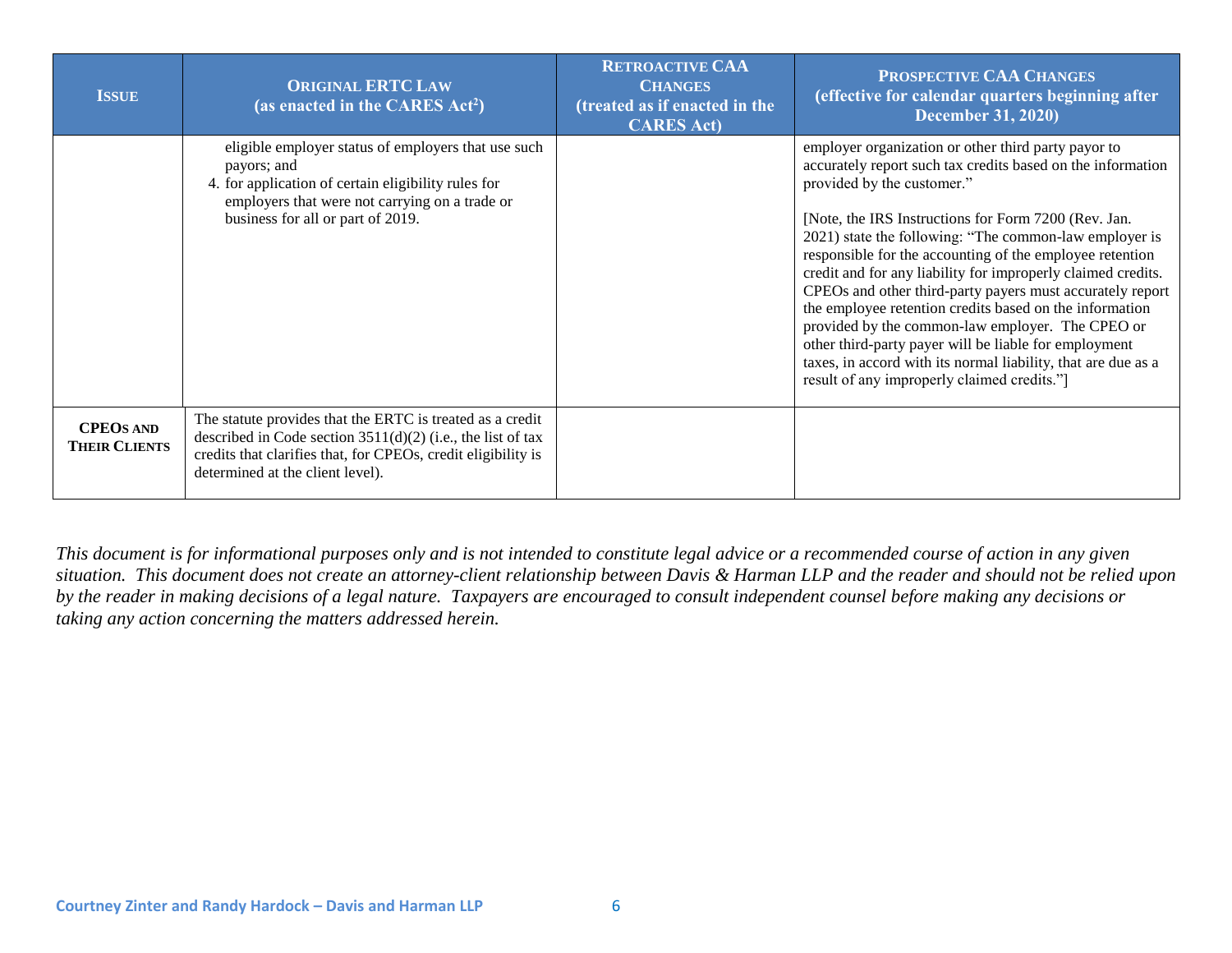| ISSUE | ORIGINAL ERTC LAW (as enacted in the CARES Act[2]) | RETROACTIVE CAA CHANGES (treated as if enacted in the CARES Act) | PROSPECTIVE CAA CHANGES (effective for calendar quarters beginning after December 31, 2020) |
| --- | --- | --- | --- |
| | eligible employer status of employers that use such payors; and<br>4. for application of certain eligibility rules for employers that were not carrying on a trade or business for all or part of 2019. | | employer organization or other third party payor to accurately report such tax credits based on the information provided by the customer."<br><br>[Note, the IRS Instructions for Form 7200 (Rev. Jan. 2021) state the following: "The common-law employer is responsible for the accounting of the employee retention credit and for any liability for improperly claimed credits. CPEOs and other third-party payers must accurately report the employee retention credits based on the information provided by the common-law employer. The CPEO or other third-party payer will be liable for employment taxes, in accord with its normal liability, that are due as a result of any improperly claimed credits."] |
| **CPEOs AND THEIR CLIENTS** | The statute provides that the ERTC is treated as a credit described in Code section 3511(d)(2) (i.e., the list of tax credits that clarifies that, for CPEOs, credit eligibility is determined at the client level). | | |

*This document is for informational purposes only and is not intended to constitute legal advice or a recommended course of action in any given situation. This document does not create an attorney-client relationship between Davis & Harman LLP and the reader and should not be relied upon by the reader in making decisions of a legal nature. Taxpayers are encouraged to consult independent counsel before making any decisions or taking any action concerning the matters addressed herein.*